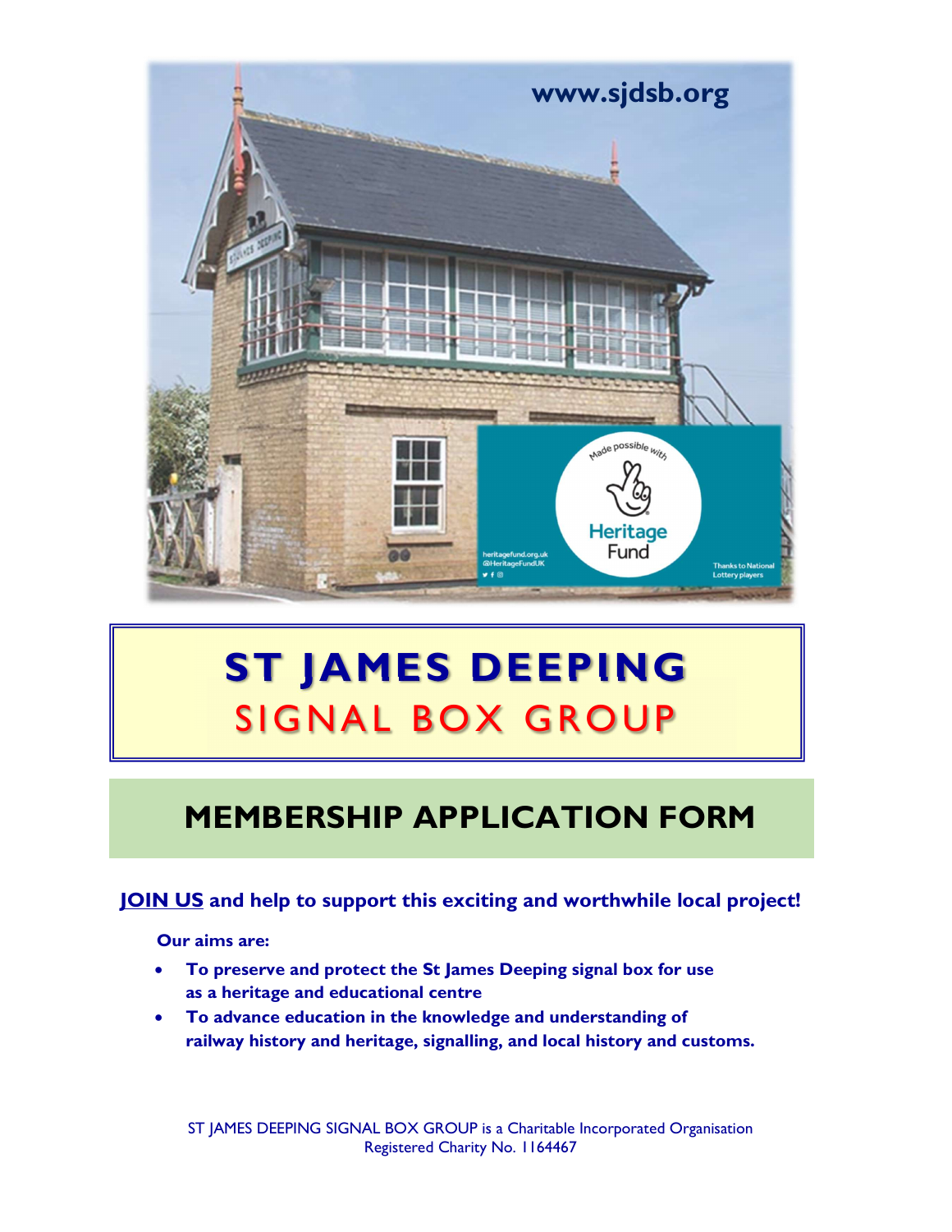www.sjdsb.org

# ST JAMES DEEPING
## SIGNAL BOX GROUP

## MEMBERSHIP APPLICATION FORM

**JOIN US and help to support this exciting and worthwhile local project!**

**Our aims are:**

- **To preserve and protect the St James Deeping signal box for use as a heritage and educational centre**
- **To advance education in the knowledge and understanding of railway history and heritage, signalling, and local history and customs.**

ST JAMES DEEPING SIGNAL BOX GROUP is a Charitable Incorporated Organisation
Registered Charity No. 1164467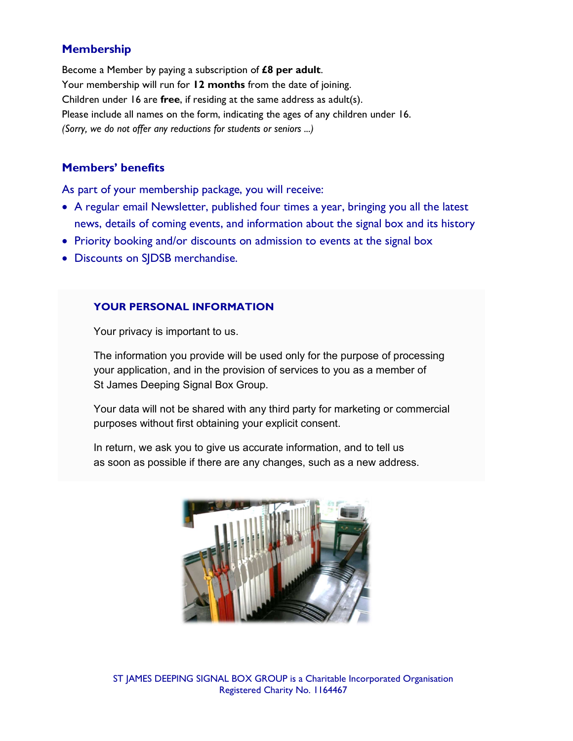## Membership

Become a Member by paying a subscription of **£8 per adult**.
Your membership will run for **12 months** from the date of joining.
Children under 16 are **free**, if residing at the same address as adult(s).
Please include all names on the form, indicating the ages of any children under 16.
*(Sorry, we do not offer any reductions for students or seniors ...)*

## Members' benefits

As part of your membership package, you will receive:

- A regular email Newsletter, published four times a year, bringing you all the latest news, details of coming events, and information about the signal box and its history
- Priority booking and/or discounts on admission to events at the signal box
- Discounts on SJDSB merchandise.

### YOUR PERSONAL INFORMATION

Your privacy is important to us.

The information you provide will be used only for the purpose of processing your application, and in the provision of services to you as a member of St James Deeping Signal Box Group.

Your data will not be shared with any third party for marketing or commercial purposes without first obtaining your explicit consent.

In return, we ask you to give us accurate information, and to tell us as soon as possible if there are any changes, such as a new address.

ST JAMES DEEPING SIGNAL BOX GROUP is a Charitable Incorporated Organisation
Registered Charity No. 1164467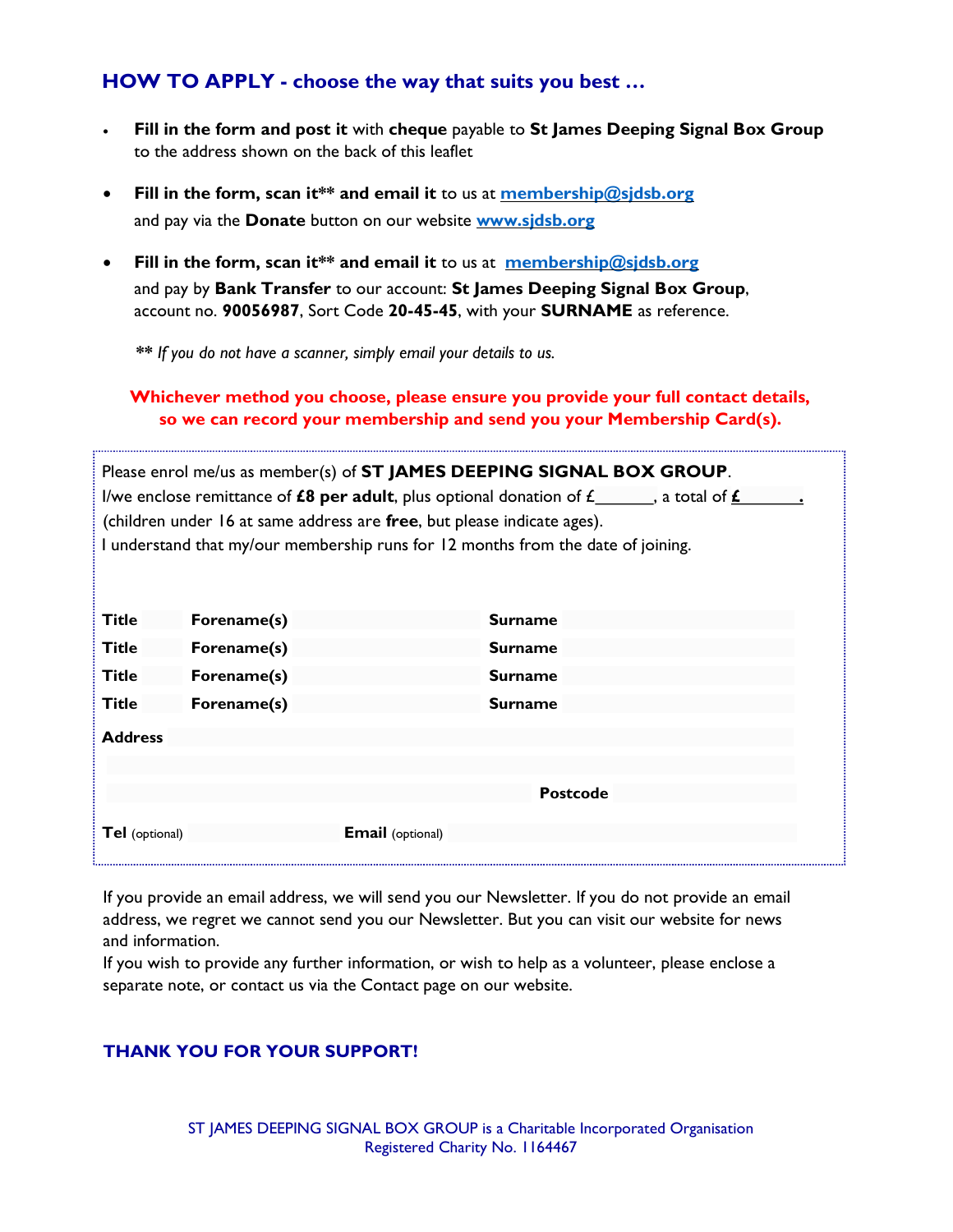## HOW TO APPLY - choose the way that suits you best …

- **Fill in the form and post it** with **cheque** payable to **St James Deeping Signal Box Group** to the address shown on the back of this leaflet
- **Fill in the form, scan it\*\* and email it** to us at **membership@sjdsb.org** and pay via the **Donate** button on our website **www.sjdsb.org**
- **Fill in the form, scan it\*\* and email it** to us at **membership@sjdsb.org** and pay by **Bank Transfer** to our account: **St James Deeping Signal Box Group**, account no. **90056987**, Sort Code **20-45-45**, with your **SURNAME** as reference.

*\*\* If you do not have a scanner, simply email your details to us.*

**Whichever method you choose, please ensure you provide your full contact details, so we can record your membership and send you your Membership Card(s).**

Please enrol me/us as member(s) of **ST JAMES DEEPING SIGNAL BOX GROUP**.
I/we enclose remittance of **£8 per adult**, plus optional donation of £______, a total of **£______.**
(children under 16 at same address are **free**, but please indicate ages).
I understand that my/our membership runs for 12 months from the date of joining.

| **Title** | | **Forename(s)** | | **Surname** | |
|---|---|---|---|---|---|
| **Title** | | **Forename(s)** | | **Surname** | |
| **Title** | | **Forename(s)** | | **Surname** | |
| **Title** | | **Forename(s)** | | **Surname** | |

**Address**

**Postcode**

**Tel** (optional) **Email** (optional)

If you provide an email address, we will send you our Newsletter. If you do not provide an email address, we regret we cannot send you our Newsletter. But you can visit our website for news and information.
If you wish to provide any further information, or wish to help as a volunteer, please enclose a separate note, or contact us via the Contact page on our website.

**THANK YOU FOR YOUR SUPPORT!**

ST JAMES DEEPING SIGNAL BOX GROUP is a Charitable Incorporated Organisation
Registered Charity No. 1164467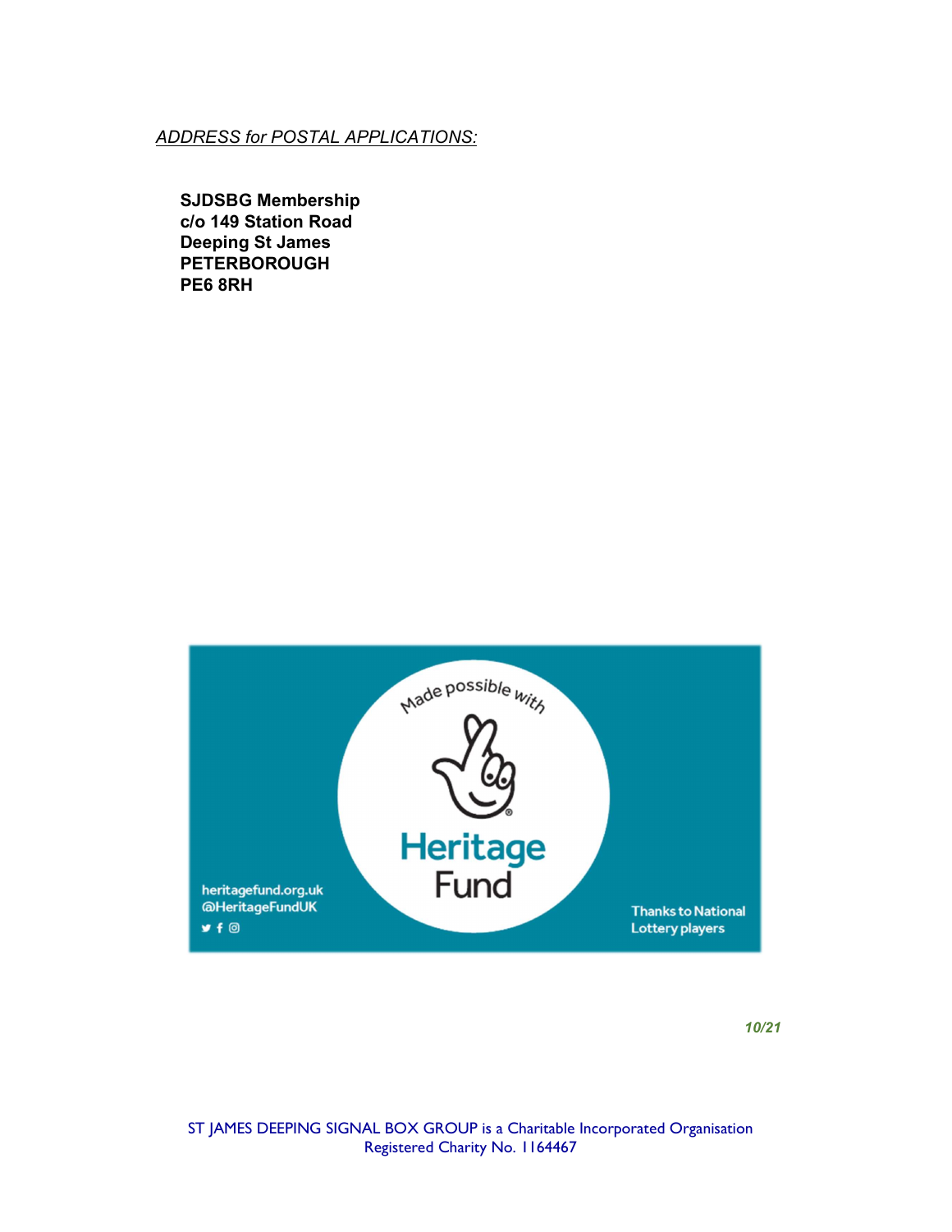*ADDRESS for POSTAL APPLICATIONS:*

**SJDSBG Membership**
**c/o 149 Station Road**
**Deeping St James**
**PETERBOROUGH**
**PE6 8RH**

Made possible with

Heritage Fund

heritagefund.org.uk
@HeritageFundUK

Thanks to National Lottery players

*10/21*

ST JAMES DEEPING SIGNAL BOX GROUP is a Charitable Incorporated Organisation
Registered Charity No. 1164467